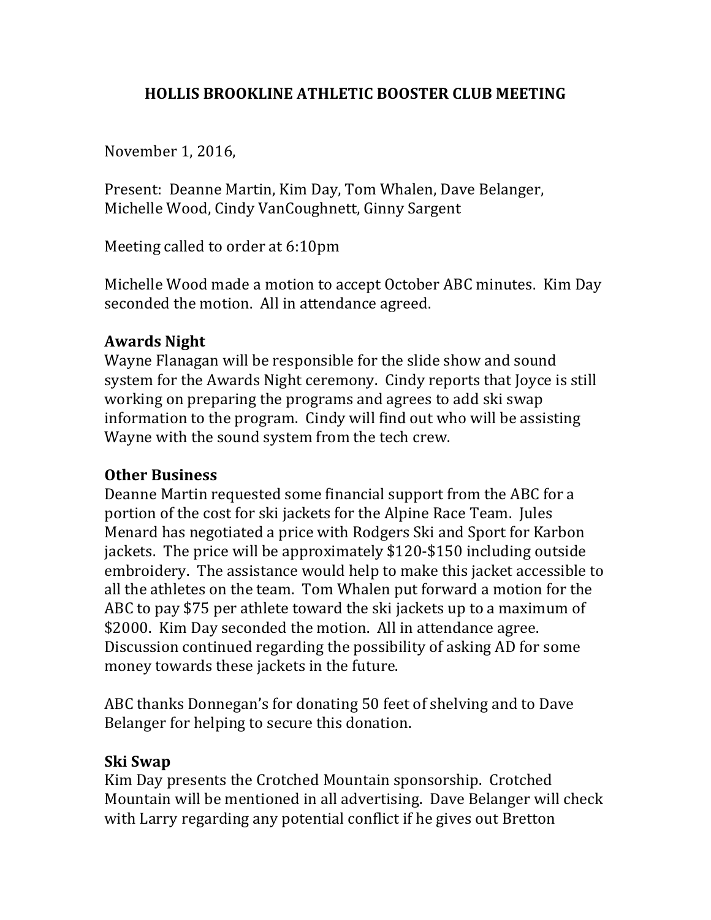# HOLLIS BROOKLINE ATHLETIC BOOSTER CLUB MEETING

November 1, 2016,

Present: Deanne Martin, Kim Day, Tom Whalen, Dave Belanger, Michelle Wood, Cindy VanCoughnett, Ginny Sargent

Meeting called to order at 6:10pm

Michelle Wood made a motion to accept October ABC minutes. Kim Day seconded the motion. All in attendance agreed.

**Awards Night**

Wayne Flanagan will be responsible for the slide show and sound system for the Awards Night ceremony. Cindy reports that Joyce is still working on preparing the programs and agrees to add ski swap information to the program. Cindy will find out who will be assisting Wayne with the sound system from the tech crew.

**Other Business**

Deanne Martin requested some financial support from the ABC for a portion of the cost for ski jackets for the Alpine Race Team. Jules Menard has negotiated a price with Rodgers Ski and Sport for Karbon jackets. The price will be approximately $120-$150 including outside embroidery. The assistance would help to make this jacket accessible to all the athletes on the team. Tom Whalen put forward a motion for the ABC to pay $75 per athlete toward the ski jackets up to a maximum of $2000. Kim Day seconded the motion. All in attendance agree. Discussion continued regarding the possibility of asking AD for some money towards these jackets in the future.

ABC thanks Donnegan's for donating 50 feet of shelving and to Dave Belanger for helping to secure this donation.

**Ski Swap**

Kim Day presents the Crotched Mountain sponsorship. Crotched Mountain will be mentioned in all advertising. Dave Belanger will check with Larry regarding any potential conflict if he gives out Bretton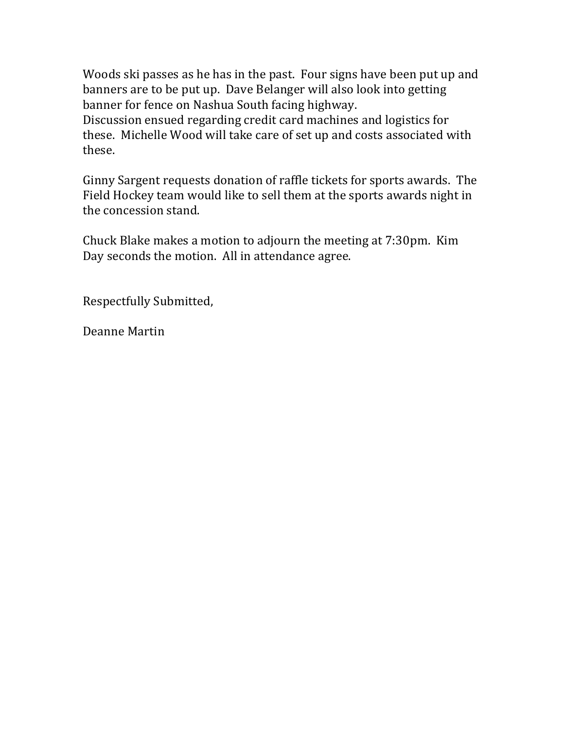Woods ski passes as he has in the past. Four signs have been put up and banners are to be put up. Dave Belanger will also look into getting banner for fence on Nashua South facing highway.
Discussion ensued regarding credit card machines and logistics for these. Michelle Wood will take care of set up and costs associated with these.

Ginny Sargent requests donation of raffle tickets for sports awards. The Field Hockey team would like to sell them at the sports awards night in the concession stand.

Chuck Blake makes a motion to adjourn the meeting at 7:30pm. Kim Day seconds the motion. All in attendance agree.

Respectfully Submitted,

Deanne Martin